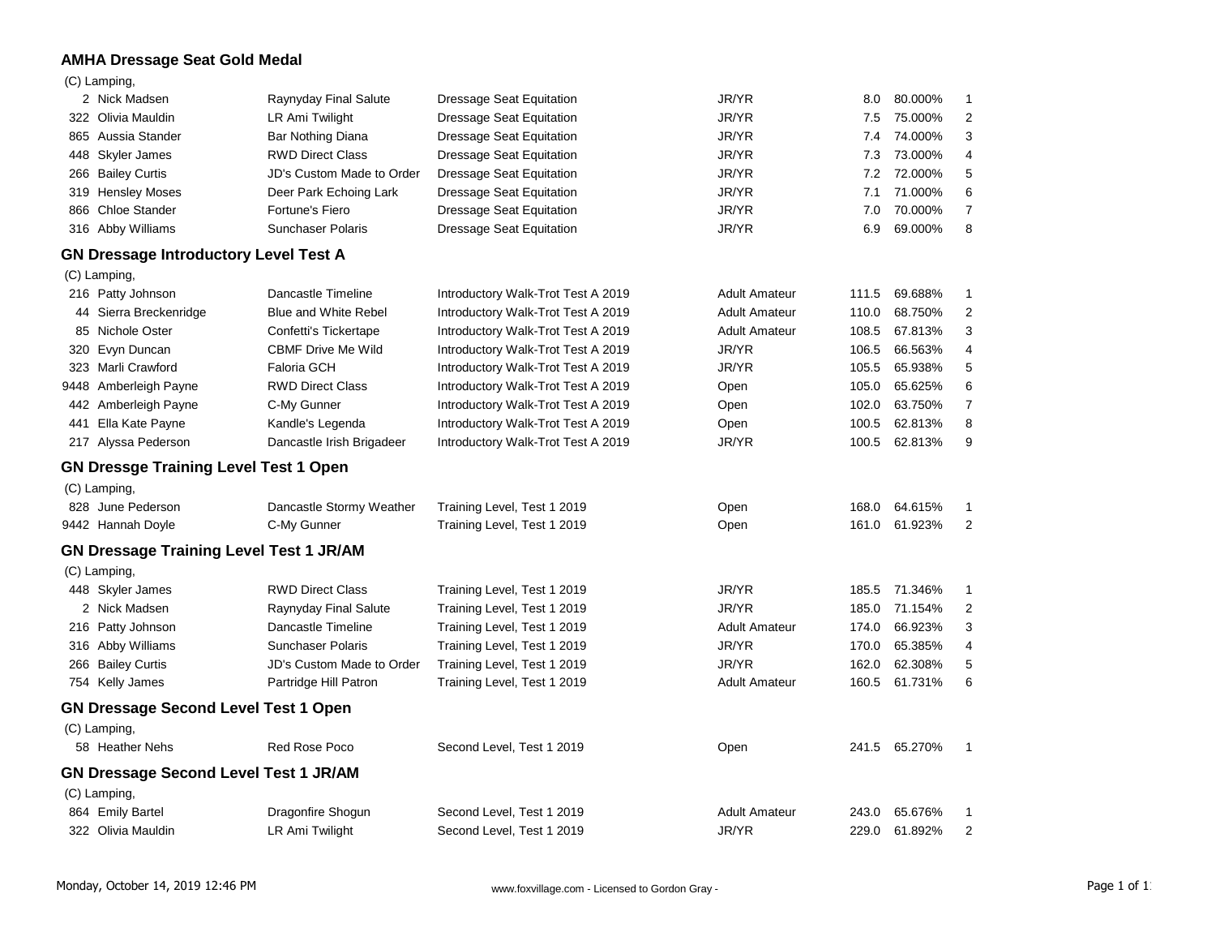## AMHA Dressage Seat Gold Medal

(C) Lamping,

| No. | Rider | Horse | Test | Division | Score | Percent | Place |
|---|---|---|---|---|---|---|---|
| 2 | Nick Madsen | Raynyday Final Salute | Dressage Seat Equitation | JR/YR | 8.0 | 80.000% | 1 |
| 322 | Olivia Mauldin | LR Ami Twilight | Dressage Seat Equitation | JR/YR | 7.5 | 75.000% | 2 |
| 865 | Aussia Stander | Bar Nothing Diana | Dressage Seat Equitation | JR/YR | 7.4 | 74.000% | 3 |
| 448 | Skyler James | RWD Direct Class | Dressage Seat Equitation | JR/YR | 7.3 | 73.000% | 4 |
| 266 | Bailey Curtis | JD's Custom Made to Order | Dressage Seat Equitation | JR/YR | 7.2 | 72.000% | 5 |
| 319 | Hensley Moses | Deer Park Echoing Lark | Dressage Seat Equitation | JR/YR | 7.1 | 71.000% | 6 |
| 866 | Chloe Stander | Fortune's Fiero | Dressage Seat Equitation | JR/YR | 7.0 | 70.000% | 7 |
| 316 | Abby Williams | Sunchaser Polaris | Dressage Seat Equitation | JR/YR | 6.9 | 69.000% | 8 |

## GN Dressage Introductory Level Test A

(C) Lamping,

| No. | Rider | Horse | Test | Division | Score | Percent | Place |
|---|---|---|---|---|---|---|---|
| 216 | Patty Johnson | Dancastle Timeline | Introductory Walk-Trot Test A 2019 | Adult Amateur | 111.5 | 69.688% | 1 |
| 44 | Sierra Breckenridge | Blue and White Rebel | Introductory Walk-Trot Test A 2019 | Adult Amateur | 110.0 | 68.750% | 2 |
| 85 | Nichole Oster | Confetti's Tickertape | Introductory Walk-Trot Test A 2019 | Adult Amateur | 108.5 | 67.813% | 3 |
| 320 | Evyn Duncan | CBMF Drive Me Wild | Introductory Walk-Trot Test A 2019 | JR/YR | 106.5 | 66.563% | 4 |
| 323 | Marli Crawford | Faloria GCH | Introductory Walk-Trot Test A 2019 | JR/YR | 105.5 | 65.938% | 5 |
| 9448 | Amberleigh Payne | RWD Direct Class | Introductory Walk-Trot Test A 2019 | Open | 105.0 | 65.625% | 6 |
| 442 | Amberleigh Payne | C-My Gunner | Introductory Walk-Trot Test A 2019 | Open | 102.0 | 63.750% | 7 |
| 441 | Ella Kate Payne | Kandle's Legenda | Introductory Walk-Trot Test A 2019 | Open | 100.5 | 62.813% | 8 |
| 217 | Alyssa Pederson | Dancastle Irish Brigadeer | Introductory Walk-Trot Test A 2019 | JR/YR | 100.5 | 62.813% | 9 |

## GN Dressge Training Level Test 1 Open

(C) Lamping,

| No. | Rider | Horse | Test | Division | Score | Percent | Place |
|---|---|---|---|---|---|---|---|
| 828 | June Pederson | Dancastle Stormy Weather | Training Level, Test 1 2019 | Open | 168.0 | 64.615% | 1 |
| 9442 | Hannah Doyle | C-My Gunner | Training Level, Test 1 2019 | Open | 161.0 | 61.923% | 2 |

## GN Dressage Training Level Test 1 JR/AM

(C) Lamping,

| No. | Rider | Horse | Test | Division | Score | Percent | Place |
|---|---|---|---|---|---|---|---|
| 448 | Skyler James | RWD Direct Class | Training Level, Test 1 2019 | JR/YR | 185.5 | 71.346% | 1 |
| 2 | Nick Madsen | Raynyday Final Salute | Training Level, Test 1 2019 | JR/YR | 185.0 | 71.154% | 2 |
| 216 | Patty Johnson | Dancastle Timeline | Training Level, Test 1 2019 | Adult Amateur | 174.0 | 66.923% | 3 |
| 316 | Abby Williams | Sunchaser Polaris | Training Level, Test 1 2019 | JR/YR | 170.0 | 65.385% | 4 |
| 266 | Bailey Curtis | JD's Custom Made to Order | Training Level, Test 1 2019 | JR/YR | 162.0 | 62.308% | 5 |
| 754 | Kelly James | Partridge Hill Patron | Training Level, Test 1 2019 | Adult Amateur | 160.5 | 61.731% | 6 |

## GN Dressage Second Level Test 1 Open

(C) Lamping,

| No. | Rider | Horse | Test | Division | Score | Percent | Place |
|---|---|---|---|---|---|---|---|
| 58 | Heather Nehs | Red Rose Poco | Second Level, Test 1 2019 | Open | 241.5 | 65.270% | 1 |

## GN Dressage Second Level Test 1 JR/AM

(C) Lamping,

| No. | Rider | Horse | Test | Division | Score | Percent | Place |
|---|---|---|---|---|---|---|---|
| 864 | Emily Bartel | Dragonfire Shogun | Second Level, Test 1 2019 | Adult Amateur | 243.0 | 65.676% | 1 |
| 322 | Olivia Mauldin | LR Ami Twilight | Second Level, Test 1 2019 | JR/YR | 229.0 | 61.892% | 2 |

Monday, October 14, 2019 12:46 PM

www.foxvillage.com - Licensed to Gordon Gray -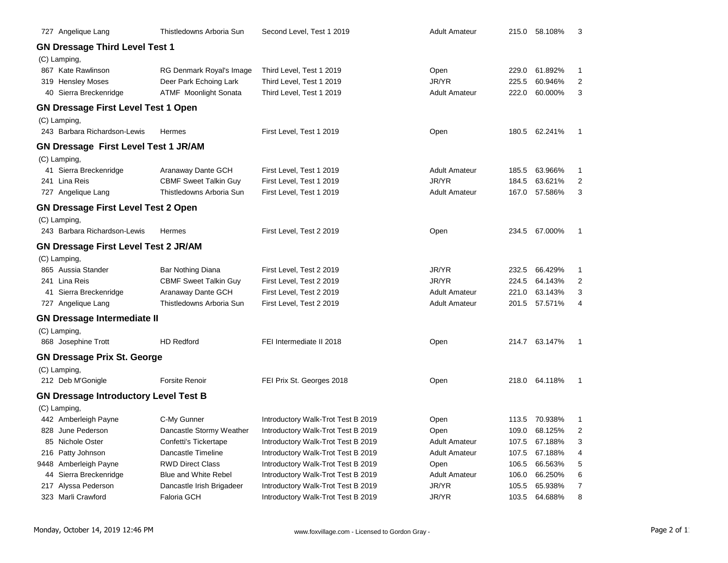| | | | | | | |
|---|---|---|---|---|---|---|
| 727 Angelique Lang | Thistledowns Arboria Sun | Second Level, Test 1 2019 | Adult Amateur | 215.0 | 58.108% | 3 |

## GN Dressage Third Level Test 1

(C) Lamping,

| | | | | | | |
|---|---|---|---|---|---|---|
| 867 Kate Rawlinson | RG Denmark Royal's Image | Third Level, Test 1 2019 | Open | 229.0 | 61.892% | 1 |
| 319 Hensley Moses | Deer Park Echoing Lark | Third Level, Test 1 2019 | JR/YR | 225.5 | 60.946% | 2 |
| 40 Sierra Breckenridge | ATMF Moonlight Sonata | Third Level, Test 1 2019 | Adult Amateur | 222.0 | 60.000% | 3 |

## GN Dressage First Level Test 1 Open

(C) Lamping,

| | | | | | | |
|---|---|---|---|---|---|---|
| 243 Barbara Richardson-Lewis | Hermes | First Level, Test 1 2019 | Open | 180.5 | 62.241% | 1 |

## GN Dressage First Level Test 1 JR/AM

(C) Lamping,

| | | | | | | |
|---|---|---|---|---|---|---|
| 41 Sierra Breckenridge | Aranaway Dante GCH | First Level, Test 1 2019 | Adult Amateur | 185.5 | 63.966% | 1 |
| 241 Lina Reis | CBMF Sweet Talkin Guy | First Level, Test 1 2019 | JR/YR | 184.5 | 63.621% | 2 |
| 727 Angelique Lang | Thistledowns Arboria Sun | First Level, Test 1 2019 | Adult Amateur | 167.0 | 57.586% | 3 |

## GN Dressage First Level Test 2 Open

(C) Lamping,

| | | | | | | |
|---|---|---|---|---|---|---|
| 243 Barbara Richardson-Lewis | Hermes | First Level, Test 2 2019 | Open | 234.5 | 67.000% | 1 |

## GN Dressage First Level Test 2 JR/AM

(C) Lamping,

| | | | | | | |
|---|---|---|---|---|---|---|
| 865 Aussia Stander | Bar Nothing Diana | First Level, Test 2 2019 | JR/YR | 232.5 | 66.429% | 1 |
| 241 Lina Reis | CBMF Sweet Talkin Guy | First Level, Test 2 2019 | JR/YR | 224.5 | 64.143% | 2 |
| 41 Sierra Breckenridge | Aranaway Dante GCH | First Level, Test 2 2019 | Adult Amateur | 221.0 | 63.143% | 3 |
| 727 Angelique Lang | Thistledowns Arboria Sun | First Level, Test 2 2019 | Adult Amateur | 201.5 | 57.571% | 4 |

## GN Dressage Intermediate II

(C) Lamping,

| | | | | | | |
|---|---|---|---|---|---|---|
| 868 Josephine Trott | HD Redford | FEI Intermediate II 2018 | Open | 214.7 | 63.147% | 1 |

## GN Dressage Prix St. George

(C) Lamping,

| | | | | | | |
|---|---|---|---|---|---|---|
| 212 Deb M'Gonigle | Forsite Renoir | FEI Prix St. Georges 2018 | Open | 218.0 | 64.118% | 1 |

## GN Dressage Introductory Level Test B

(C) Lamping,

| | | | | | | |
|---|---|---|---|---|---|---|
| 442 Amberleigh Payne | C-My Gunner | Introductory Walk-Trot Test B 2019 | Open | 113.5 | 70.938% | 1 |
| 828 June Pederson | Dancastle Stormy Weather | Introductory Walk-Trot Test B 2019 | Open | 109.0 | 68.125% | 2 |
| 85 Nichole Oster | Confetti's Tickertape | Introductory Walk-Trot Test B 2019 | Adult Amateur | 107.5 | 67.188% | 3 |
| 216 Patty Johnson | Dancastle Timeline | Introductory Walk-Trot Test B 2019 | Adult Amateur | 107.5 | 67.188% | 4 |
| 9448 Amberleigh Payne | RWD Direct Class | Introductory Walk-Trot Test B 2019 | Open | 106.5 | 66.563% | 5 |
| 44 Sierra Breckenridge | Blue and White Rebel | Introductory Walk-Trot Test B 2019 | Adult Amateur | 106.0 | 66.250% | 6 |
| 217 Alyssa Pederson | Dancastle Irish Brigadeer | Introductory Walk-Trot Test B 2019 | JR/YR | 105.5 | 65.938% | 7 |
| 323 Marli Crawford | Faloria GCH | Introductory Walk-Trot Test B 2019 | JR/YR | 103.5 | 64.688% | 8 |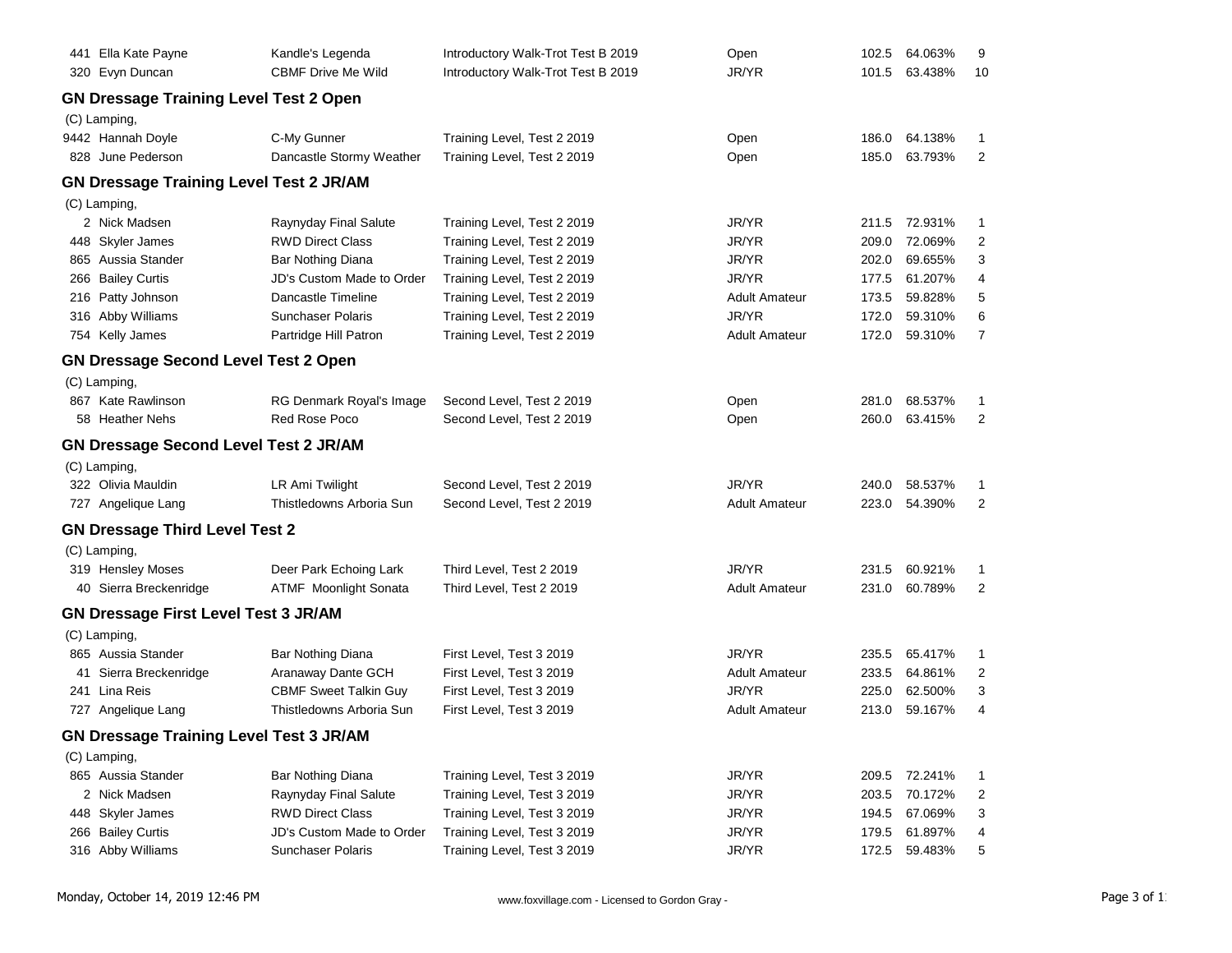| | | | | | | | |
|---|---|---|---|---|---|---|---|
| 441 | Ella Kate Payne | Kandle's Legenda | Introductory Walk-Trot Test B 2019 | Open | 102.5 | 64.063% | 9 |
| 320 | Evyn Duncan | CBMF Drive Me Wild | Introductory Walk-Trot Test B 2019 | JR/YR | 101.5 | 63.438% | 10 |

## GN Dressage Training Level Test 2 Open

(C) Lamping,

| | | | | | | | |
|---|---|---|---|---|---|---|---|
| 9442 | Hannah Doyle | C-My Gunner | Training Level, Test 2 2019 | Open | 186.0 | 64.138% | 1 |
| 828 | June Pederson | Dancastle Stormy Weather | Training Level, Test 2 2019 | Open | 185.0 | 63.793% | 2 |

## GN Dressage Training Level Test 2 JR/AM

(C) Lamping,

| | | | | | | | |
|---|---|---|---|---|---|---|---|
| 2 | Nick Madsen | Raynyday Final Salute | Training Level, Test 2 2019 | JR/YR | 211.5 | 72.931% | 1 |
| 448 | Skyler James | RWD Direct Class | Training Level, Test 2 2019 | JR/YR | 209.0 | 72.069% | 2 |
| 865 | Aussia Stander | Bar Nothing Diana | Training Level, Test 2 2019 | JR/YR | 202.0 | 69.655% | 3 |
| 266 | Bailey Curtis | JD's Custom Made to Order | Training Level, Test 2 2019 | JR/YR | 177.5 | 61.207% | 4 |
| 216 | Patty Johnson | Dancastle Timeline | Training Level, Test 2 2019 | Adult Amateur | 173.5 | 59.828% | 5 |
| 316 | Abby Williams | Sunchaser Polaris | Training Level, Test 2 2019 | JR/YR | 172.0 | 59.310% | 6 |
| 754 | Kelly James | Partridge Hill Patron | Training Level, Test 2 2019 | Adult Amateur | 172.0 | 59.310% | 7 |

## GN Dressage Second Level Test 2 Open

(C) Lamping,

| | | | | | | | |
|---|---|---|---|---|---|---|---|
| 867 | Kate Rawlinson | RG Denmark Royal's Image | Second Level, Test 2 2019 | Open | 281.0 | 68.537% | 1 |
| 58 | Heather Nehs | Red Rose Poco | Second Level, Test 2 2019 | Open | 260.0 | 63.415% | 2 |

## GN Dressage Second Level Test 2 JR/AM

(C) Lamping,

| | | | | | | | |
|---|---|---|---|---|---|---|---|
| 322 | Olivia Mauldin | LR Ami Twilight | Second Level, Test 2 2019 | JR/YR | 240.0 | 58.537% | 1 |
| 727 | Angelique Lang | Thistledowns Arboria Sun | Second Level, Test 2 2019 | Adult Amateur | 223.0 | 54.390% | 2 |

## GN Dressage Third Level Test 2

(C) Lamping,

| | | | | | | | |
|---|---|---|---|---|---|---|---|
| 319 | Hensley Moses | Deer Park Echoing Lark | Third Level, Test 2 2019 | JR/YR | 231.5 | 60.921% | 1 |
| 40 | Sierra Breckenridge | ATMF Moonlight Sonata | Third Level, Test 2 2019 | Adult Amateur | 231.0 | 60.789% | 2 |

## GN Dressage First Level Test 3 JR/AM

(C) Lamping,

| | | | | | | | |
|---|---|---|---|---|---|---|---|
| 865 | Aussia Stander | Bar Nothing Diana | First Level, Test 3 2019 | JR/YR | 235.5 | 65.417% | 1 |
| 41 | Sierra Breckenridge | Aranaway Dante GCH | First Level, Test 3 2019 | Adult Amateur | 233.5 | 64.861% | 2 |
| 241 | Lina Reis | CBMF Sweet Talkin Guy | First Level, Test 3 2019 | JR/YR | 225.0 | 62.500% | 3 |
| 727 | Angelique Lang | Thistledowns Arboria Sun | First Level, Test 3 2019 | Adult Amateur | 213.0 | 59.167% | 4 |

## GN Dressage Training Level Test 3 JR/AM

(C) Lamping,

| | | | | | | | |
|---|---|---|---|---|---|---|---|
| 865 | Aussia Stander | Bar Nothing Diana | Training Level, Test 3 2019 | JR/YR | 209.5 | 72.241% | 1 |
| 2 | Nick Madsen | Raynyday Final Salute | Training Level, Test 3 2019 | JR/YR | 203.5 | 70.172% | 2 |
| 448 | Skyler James | RWD Direct Class | Training Level, Test 3 2019 | JR/YR | 194.5 | 67.069% | 3 |
| 266 | Bailey Curtis | JD's Custom Made to Order | Training Level, Test 3 2019 | JR/YR | 179.5 | 61.897% | 4 |
| 316 | Abby Williams | Sunchaser Polaris | Training Level, Test 3 2019 | JR/YR | 172.5 | 59.483% | 5 |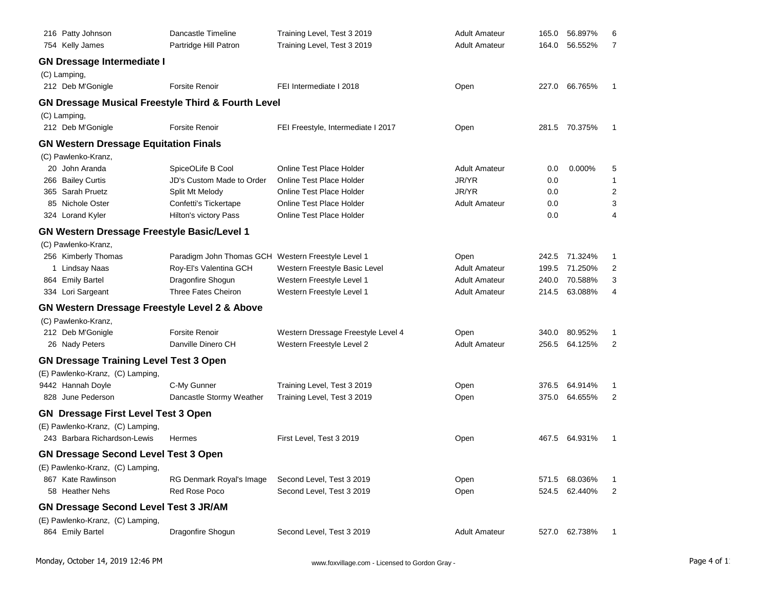| | | | | | | |
|---|---|---|---|---|---|---|
| 216 Patty Johnson | Dancastle Timeline | Training Level, Test 3 2019 | Adult Amateur | 165.0 | 56.897% | 6 |
| 754 Kelly James | Partridge Hill Patron | Training Level, Test 3 2019 | Adult Amateur | 164.0 | 56.552% | 7 |

### GN Dressage Intermediate I

(C) Lamping,

| | | | | | | |
|---|---|---|---|---|---|---|
| 212 Deb M'Gonigle | Forsite Renoir | FEI Intermediate I 2018 | Open | 227.0 | 66.765% | 1 |

### GN Dressage Musical Freestyle Third & Fourth Level

(C) Lamping,

| | | | | | | |
|---|---|---|---|---|---|---|
| 212 Deb M'Gonigle | Forsite Renoir | FEI Freestyle, Intermediate I 2017 | Open | 281.5 | 70.375% | 1 |

### GN Western Dressage Equitation Finals

(C) Pawlenko-Kranz,

| | | | | | | |
|---|---|---|---|---|---|---|
| 20 John Aranda | SpiceOLife B Cool | Online Test Place Holder | Adult Amateur | 0.0 | 0.000% | 5 |
| 266 Bailey Curtis | JD's Custom Made to Order | Online Test Place Holder | JR/YR | 0.0 | | 1 |
| 365 Sarah Pruetz | Split Mt Melody | Online Test Place Holder | JR/YR | 0.0 | | 2 |
| 85 Nichole Oster | Confetti's Tickertape | Online Test Place Holder | Adult Amateur | 0.0 | | 3 |
| 324 Lorand Kyler | Hilton's victory Pass | Online Test Place Holder | | 0.0 | | 4 |

### GN Western Dressage Freestyle Basic/Level 1

(C) Pawlenko-Kranz,

| | | | | | | |
|---|---|---|---|---|---|---|
| 256 Kimberly Thomas | Paradigm John Thomas GCH | Western Freestyle Level 1 | Open | 242.5 | 71.324% | 1 |
| 1 Lindsay Naas | Roy-El's Valentina GCH | Western Freestyle Basic Level | Adult Amateur | 199.5 | 71.250% | 2 |
| 864 Emily Bartel | Dragonfire Shogun | Western Freestyle Level 1 | Adult Amateur | 240.0 | 70.588% | 3 |
| 334 Lori Sargeant | Three Fates Cheiron | Western Freestyle Level 1 | Adult Amateur | 214.5 | 63.088% | 4 |

### GN Western Dressage Freestyle Level 2 & Above

(C) Pawlenko-Kranz,

| | | | | | | |
|---|---|---|---|---|---|---|
| 212 Deb M'Gonigle | Forsite Renoir | Western Dressage Freestyle Level 4 | Open | 340.0 | 80.952% | 1 |
| 26 Nady Peters | Danville Dinero CH | Western Freestyle Level 2 | Adult Amateur | 256.5 | 64.125% | 2 |

### GN Dressage Training Level Test 3 Open

(E) Pawlenko-Kranz, (C) Lamping,

| | | | | | | |
|---|---|---|---|---|---|---|
| 9442 Hannah Doyle | C-My Gunner | Training Level, Test 3 2019 | Open | 376.5 | 64.914% | 1 |
| 828 June Pederson | Dancastle Stormy Weather | Training Level, Test 3 2019 | Open | 375.0 | 64.655% | 2 |

### GN Dressage First Level Test 3 Open

(E) Pawlenko-Kranz, (C) Lamping,

| | | | | | | |
|---|---|---|---|---|---|---|
| 243 Barbara Richardson-Lewis | Hermes | First Level, Test 3 2019 | Open | 467.5 | 64.931% | 1 |

### GN Dressage Second Level Test 3 Open

(E) Pawlenko-Kranz, (C) Lamping,

| | | | | | | |
|---|---|---|---|---|---|---|
| 867 Kate Rawlinson | RG Denmark Royal's Image | Second Level, Test 3 2019 | Open | 571.5 | 68.036% | 1 |
| 58 Heather Nehs | Red Rose Poco | Second Level, Test 3 2019 | Open | 524.5 | 62.440% | 2 |

### GN Dressage Second Level Test 3 JR/AM

(E) Pawlenko-Kranz, (C) Lamping,

| | | | | | | |
|---|---|---|---|---|---|---|
| 864 Emily Bartel | Dragonfire Shogun | Second Level, Test 3 2019 | Adult Amateur | 527.0 | 62.738% | 1 |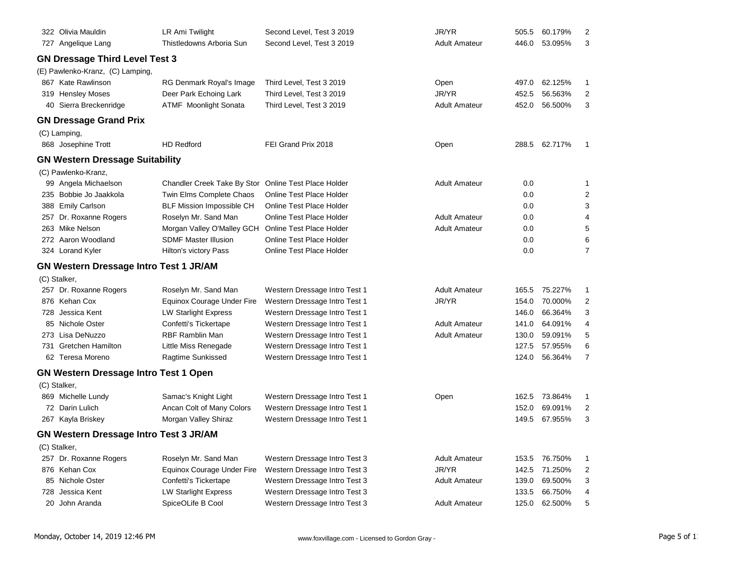| | | | | | | |
|---|---|---|---|---|---|---|
| 322 Olivia Mauldin | LR Ami Twilight | Second Level, Test 3 2019 | JR/YR | 505.5 | 60.179% | 2 |
| 727 Angelique Lang | Thistledowns Arboria Sun | Second Level, Test 3 2019 | Adult Amateur | 446.0 | 53.095% | 3 |

## GN Dressage Third Level Test 3

(E) Pawlenko-Kranz, (C) Lamping,

| | | | | | | |
|---|---|---|---|---|---|---|
| 867 Kate Rawlinson | RG Denmark Royal's Image | Third Level, Test 3 2019 | Open | 497.0 | 62.125% | 1 |
| 319 Hensley Moses | Deer Park Echoing Lark | Third Level, Test 3 2019 | JR/YR | 452.5 | 56.563% | 2 |
| 40 Sierra Breckenridge | ATMF Moonlight Sonata | Third Level, Test 3 2019 | Adult Amateur | 452.0 | 56.500% | 3 |

## GN Dressage Grand Prix

(C) Lamping,

| | | | | | | |
|---|---|---|---|---|---|---|
| 868 Josephine Trott | HD Redford | FEI Grand Prix 2018 | Open | 288.5 | 62.717% | 1 |

## GN Western Dressage Suitability

(C) Pawlenko-Kranz,

| | | | | | | |
|---|---|---|---|---|---|---|
| 99 Angela Michaelson | Chandler Creek Take By Stor | Online Test Place Holder | Adult Amateur | 0.0 | | 1 |
| 235 Bobbie Jo Jaakkola | Twin Elms Complete Chaos | Online Test Place Holder | | 0.0 | | 2 |
| 388 Emily Carlson | BLF Mission Impossible CH | Online Test Place Holder | | 0.0 | | 3 |
| 257 Dr. Roxanne Rogers | Roselyn Mr. Sand Man | Online Test Place Holder | Adult Amateur | 0.0 | | 4 |
| 263 Mike Nelson | Morgan Valley O'Malley GCH | Online Test Place Holder | Adult Amateur | 0.0 | | 5 |
| 272 Aaron Woodland | SDMF Master Illusion | Online Test Place Holder | | 0.0 | | 6 |
| 324 Lorand Kyler | Hilton's victory Pass | Online Test Place Holder | | 0.0 | | 7 |

## GN Western Dressage Intro Test 1 JR/AM

(C) Stalker,

| | | | | | | |
|---|---|---|---|---|---|---|
| 257 Dr. Roxanne Rogers | Roselyn Mr. Sand Man | Western Dressage Intro Test 1 | Adult Amateur | 165.5 | 75.227% | 1 |
| 876 Kehan Cox | Equinox Courage Under Fire | Western Dressage Intro Test 1 | JR/YR | 154.0 | 70.000% | 2 |
| 728 Jessica Kent | LW Starlight Express | Western Dressage Intro Test 1 | | 146.0 | 66.364% | 3 |
| 85 Nichole Oster | Confetti's Tickertape | Western Dressage Intro Test 1 | Adult Amateur | 141.0 | 64.091% | 4 |
| 273 Lisa DeNuzzo | RBF Ramblin Man | Western Dressage Intro Test 1 | Adult Amateur | 130.0 | 59.091% | 5 |
| 731 Gretchen Hamilton | Little Miss Renegade | Western Dressage Intro Test 1 | | 127.5 | 57.955% | 6 |
| 62 Teresa Moreno | Ragtime Sunkissed | Western Dressage Intro Test 1 | | 124.0 | 56.364% | 7 |

## GN Western Dressage Intro Test 1 Open

(C) Stalker,

| | | | | | | |
|---|---|---|---|---|---|---|
| 869 Michelle Lundy | Samac's Knight Light | Western Dressage Intro Test 1 | Open | 162.5 | 73.864% | 1 |
| 72 Darin Lulich | Ancan Colt of Many Colors | Western Dressage Intro Test 1 | | 152.0 | 69.091% | 2 |
| 267 Kayla Briskey | Morgan Valley Shiraz | Western Dressage Intro Test 1 | | 149.5 | 67.955% | 3 |

## GN Western Dressage Intro Test 3 JR/AM

(C) Stalker,

| | | | | | | |
|---|---|---|---|---|---|---|
| 257 Dr. Roxanne Rogers | Roselyn Mr. Sand Man | Western Dressage Intro Test 3 | Adult Amateur | 153.5 | 76.750% | 1 |
| 876 Kehan Cox | Equinox Courage Under Fire | Western Dressage Intro Test 3 | JR/YR | 142.5 | 71.250% | 2 |
| 85 Nichole Oster | Confetti's Tickertape | Western Dressage Intro Test 3 | Adult Amateur | 139.0 | 69.500% | 3 |
| 728 Jessica Kent | LW Starlight Express | Western Dressage Intro Test 3 | | 133.5 | 66.750% | 4 |
| 20 John Aranda | SpiceOLife B Cool | Western Dressage Intro Test 3 | Adult Amateur | 125.0 | 62.500% | 5 |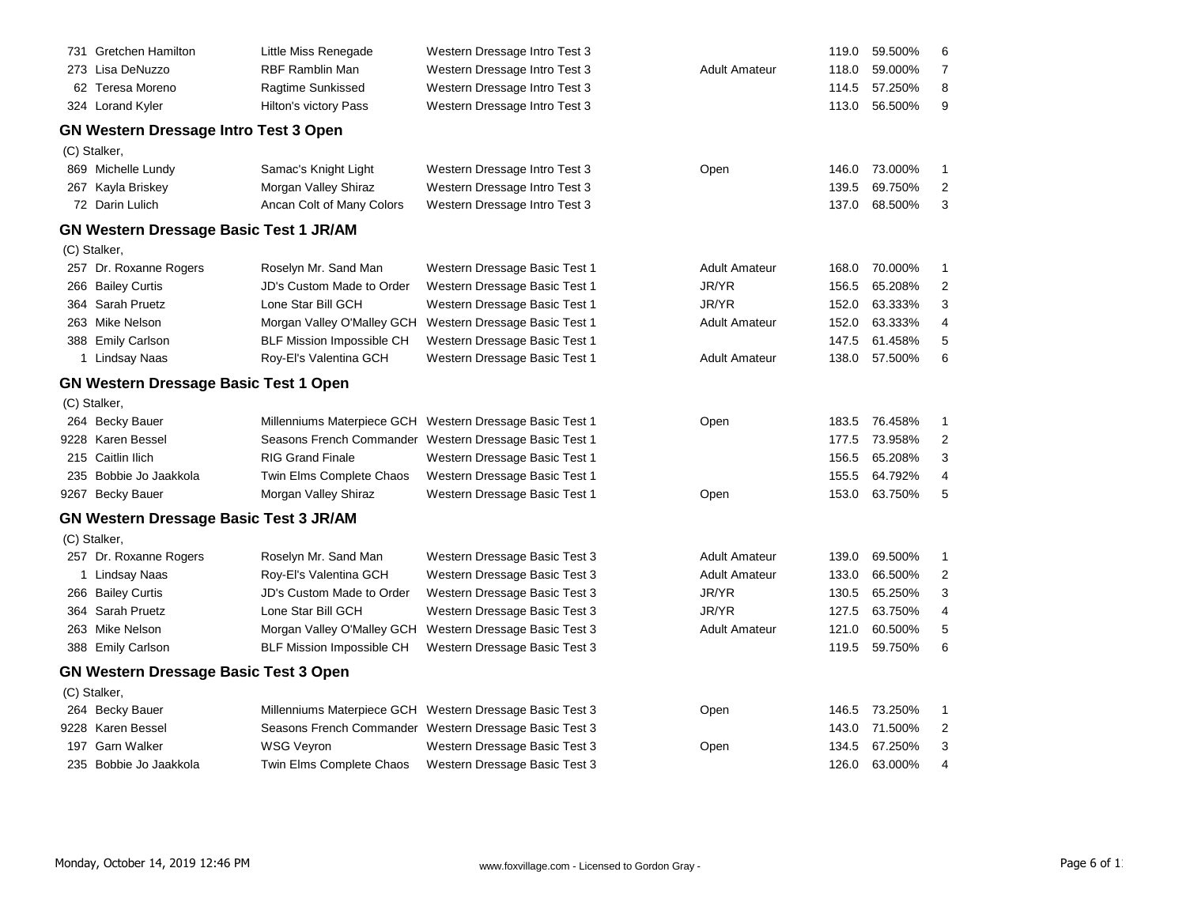| No. | Rider | Horse | Test | Division | Score | Percent | Place |
|---|---|---|---|---|---|---|---|
| 731 | Gretchen Hamilton | Little Miss Renegade | Western Dressage Intro Test 3 | | 119.0 | 59.500% | 6 |
| 273 | Lisa DeNuzzo | RBF Ramblin Man | Western Dressage Intro Test 3 | Adult Amateur | 118.0 | 59.000% | 7 |
| 62 | Teresa Moreno | Ragtime Sunkissed | Western Dressage Intro Test 3 | | 114.5 | 57.250% | 8 |
| 324 | Lorand Kyler | Hilton's victory Pass | Western Dressage Intro Test 3 | | 113.0 | 56.500% | 9 |

## GN Western Dressage Intro Test 3 Open

(C) Stalker,

| No. | Rider | Horse | Test | Division | Score | Percent | Place |
|---|---|---|---|---|---|---|---|
| 869 | Michelle Lundy | Samac's Knight Light | Western Dressage Intro Test 3 | Open | 146.0 | 73.000% | 1 |
| 267 | Kayla Briskey | Morgan Valley Shiraz | Western Dressage Intro Test 3 | | 139.5 | 69.750% | 2 |
| 72 | Darin Lulich | Ancan Colt of Many Colors | Western Dressage Intro Test 3 | | 137.0 | 68.500% | 3 |

## GN Western Dressage Basic Test 1 JR/AM

(C) Stalker,

| No. | Rider | Horse | Test | Division | Score | Percent | Place |
|---|---|---|---|---|---|---|---|
| 257 | Dr. Roxanne Rogers | Roselyn Mr. Sand Man | Western Dressage Basic Test 1 | Adult Amateur | 168.0 | 70.000% | 1 |
| 266 | Bailey Curtis | JD's Custom Made to Order | Western Dressage Basic Test 1 | JR/YR | 156.5 | 65.208% | 2 |
| 364 | Sarah Pruetz | Lone Star Bill GCH | Western Dressage Basic Test 1 | JR/YR | 152.0 | 63.333% | 3 |
| 263 | Mike Nelson | Morgan Valley O'Malley GCH | Western Dressage Basic Test 1 | Adult Amateur | 152.0 | 63.333% | 4 |
| 388 | Emily Carlson | BLF Mission Impossible CH | Western Dressage Basic Test 1 | | 147.5 | 61.458% | 5 |
| 1 | Lindsay Naas | Roy-El's Valentina GCH | Western Dressage Basic Test 1 | Adult Amateur | 138.0 | 57.500% | 6 |

## GN Western Dressage Basic Test 1 Open

(C) Stalker,

| No. | Rider | Horse | Test | Division | Score | Percent | Place |
|---|---|---|---|---|---|---|---|
| 264 | Becky Bauer | Milleniums Materpiece GCH | Western Dressage Basic Test 1 | Open | 183.5 | 76.458% | 1 |
| 9228 | Karen Bessel | Seasons French Commander | Western Dressage Basic Test 1 | | 177.5 | 73.958% | 2 |
| 215 | Caitlin Ilich | RIG Grand Finale | Western Dressage Basic Test 1 | | 156.5 | 65.208% | 3 |
| 235 | Bobbie Jo Jaakkola | Twin Elms Complete Chaos | Western Dressage Basic Test 1 | | 155.5 | 64.792% | 4 |
| 9267 | Becky Bauer | Morgan Valley Shiraz | Western Dressage Basic Test 1 | Open | 153.0 | 63.750% | 5 |

## GN Western Dressage Basic Test 3 JR/AM

(C) Stalker,

| No. | Rider | Horse | Test | Division | Score | Percent | Place |
|---|---|---|---|---|---|---|---|
| 257 | Dr. Roxanne Rogers | Roselyn Mr. Sand Man | Western Dressage Basic Test 3 | Adult Amateur | 139.0 | 69.500% | 1 |
| 1 | Lindsay Naas | Roy-El's Valentina GCH | Western Dressage Basic Test 3 | Adult Amateur | 133.0 | 66.500% | 2 |
| 266 | Bailey Curtis | JD's Custom Made to Order | Western Dressage Basic Test 3 | JR/YR | 130.5 | 65.250% | 3 |
| 364 | Sarah Pruetz | Lone Star Bill GCH | Western Dressage Basic Test 3 | JR/YR | 127.5 | 63.750% | 4 |
| 263 | Mike Nelson | Morgan Valley O'Malley GCH | Western Dressage Basic Test 3 | Adult Amateur | 121.0 | 60.500% | 5 |
| 388 | Emily Carlson | BLF Mission Impossible CH | Western Dressage Basic Test 3 | | 119.5 | 59.750% | 6 |

## GN Western Dressage Basic Test 3 Open

(C) Stalker,

| No. | Rider | Horse | Test | Division | Score | Percent | Place |
|---|---|---|---|---|---|---|---|
| 264 | Becky Bauer | Milleniums Materpiece GCH | Western Dressage Basic Test 3 | Open | 146.5 | 73.250% | 1 |
| 9228 | Karen Bessel | Seasons French Commander | Western Dressage Basic Test 3 | | 143.0 | 71.500% | 2 |
| 197 | Garn Walker | WSG Veyron | Western Dressage Basic Test 3 | Open | 134.5 | 67.250% | 3 |
| 235 | Bobbie Jo Jaakkola | Twin Elms Complete Chaos | Western Dressage Basic Test 3 | | 126.0 | 63.000% | 4 |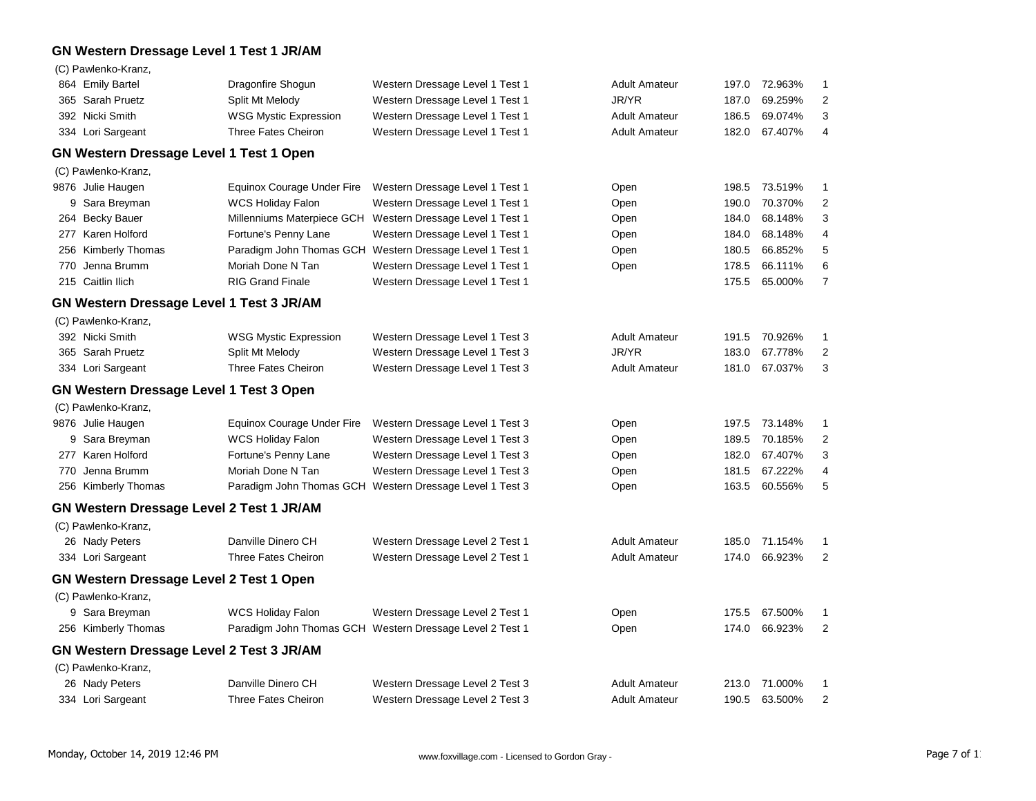## GN Western Dressage Level 1 Test 1 JR/AM

(C) Pawlenko-Kranz,

| # | Rider | Horse | Test | Division | Score | Percent | Place |
|---|---|---|---|---|---|---|---|
| 864 | Emily Bartel | Dragonfire Shogun | Western Dressage Level 1 Test 1 | Adult Amateur | 197.0 | 72.963% | 1 |
| 365 | Sarah Pruetz | Split Mt Melody | Western Dressage Level 1 Test 1 | JR/YR | 187.0 | 69.259% | 2 |
| 392 | Nicki Smith | WSG Mystic Expression | Western Dressage Level 1 Test 1 | Adult Amateur | 186.5 | 69.074% | 3 |
| 334 | Lori Sargeant | Three Fates Cheiron | Western Dressage Level 1 Test 1 | Adult Amateur | 182.0 | 67.407% | 4 |

## GN Western Dressage Level 1 Test 1 Open

(C) Pawlenko-Kranz,

| # | Rider | Horse | Test | Division | Score | Percent | Place |
|---|---|---|---|---|---|---|---|
| 9876 | Julie Haugen | Equinox Courage Under Fire | Western Dressage Level 1 Test 1 | Open | 198.5 | 73.519% | 1 |
| 9 | Sara Breyman | WCS Holiday Falon | Western Dressage Level 1 Test 1 | Open | 190.0 | 70.370% | 2 |
| 264 | Becky Bauer | Millenniums Materpiece GCH | Western Dressage Level 1 Test 1 | Open | 184.0 | 68.148% | 3 |
| 277 | Karen Holford | Fortune's Penny Lane | Western Dressage Level 1 Test 1 | Open | 184.0 | 68.148% | 4 |
| 256 | Kimberly Thomas | Paradigm John Thomas GCH | Western Dressage Level 1 Test 1 | Open | 180.5 | 66.852% | 5 |
| 770 | Jenna Brumm | Moriah Done N Tan | Western Dressage Level 1 Test 1 | Open | 178.5 | 66.111% | 6 |
| 215 | Caitlin Ilich | RIG Grand Finale | Western Dressage Level 1 Test 1 | | 175.5 | 65.000% | 7 |

## GN Western Dressage Level 1 Test 3 JR/AM

(C) Pawlenko-Kranz,

| # | Rider | Horse | Test | Division | Score | Percent | Place |
|---|---|---|---|---|---|---|---|
| 392 | Nicki Smith | WSG Mystic Expression | Western Dressage Level 1 Test 3 | Adult Amateur | 191.5 | 70.926% | 1 |
| 365 | Sarah Pruetz | Split Mt Melody | Western Dressage Level 1 Test 3 | JR/YR | 183.0 | 67.778% | 2 |
| 334 | Lori Sargeant | Three Fates Cheiron | Western Dressage Level 1 Test 3 | Adult Amateur | 181.0 | 67.037% | 3 |

## GN Western Dressage Level 1 Test 3 Open

(C) Pawlenko-Kranz,

| # | Rider | Horse | Test | Division | Score | Percent | Place |
|---|---|---|---|---|---|---|---|
| 9876 | Julie Haugen | Equinox Courage Under Fire | Western Dressage Level 1 Test 3 | Open | 197.5 | 73.148% | 1 |
| 9 | Sara Breyman | WCS Holiday Falon | Western Dressage Level 1 Test 3 | Open | 189.5 | 70.185% | 2 |
| 277 | Karen Holford | Fortune's Penny Lane | Western Dressage Level 1 Test 3 | Open | 182.0 | 67.407% | 3 |
| 770 | Jenna Brumm | Moriah Done N Tan | Western Dressage Level 1 Test 3 | Open | 181.5 | 67.222% | 4 |
| 256 | Kimberly Thomas | Paradigm John Thomas GCH | Western Dressage Level 1 Test 3 | Open | 163.5 | 60.556% | 5 |

## GN Western Dressage Level 2 Test 1 JR/AM

(C) Pawlenko-Kranz,

| # | Rider | Horse | Test | Division | Score | Percent | Place |
|---|---|---|---|---|---|---|---|
| 26 | Nady Peters | Danville Dinero CH | Western Dressage Level 2 Test 1 | Adult Amateur | 185.0 | 71.154% | 1 |
| 334 | Lori Sargeant | Three Fates Cheiron | Western Dressage Level 2 Test 1 | Adult Amateur | 174.0 | 66.923% | 2 |

## GN Western Dressage Level 2 Test 1 Open

(C) Pawlenko-Kranz,

| # | Rider | Horse | Test | Division | Score | Percent | Place |
|---|---|---|---|---|---|---|---|
| 9 | Sara Breyman | WCS Holiday Falon | Western Dressage Level 2 Test 1 | Open | 175.5 | 67.500% | 1 |
| 256 | Kimberly Thomas | Paradigm John Thomas GCH | Western Dressage Level 2 Test 1 | Open | 174.0 | 66.923% | 2 |

## GN Western Dressage Level 2 Test 3 JR/AM

(C) Pawlenko-Kranz,

| # | Rider | Horse | Test | Division | Score | Percent | Place |
|---|---|---|---|---|---|---|---|
| 26 | Nady Peters | Danville Dinero CH | Western Dressage Level 2 Test 3 | Adult Amateur | 213.0 | 71.000% | 1 |
| 334 | Lori Sargeant | Three Fates Cheiron | Western Dressage Level 2 Test 3 | Adult Amateur | 190.5 | 63.500% | 2 |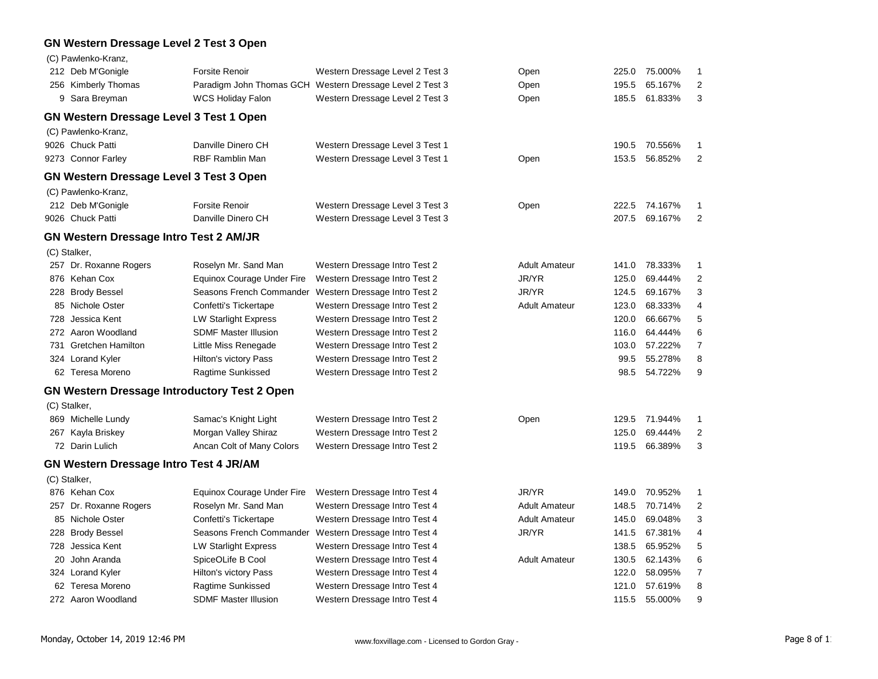## GN Western Dressage Level 2 Test 3 Open

(C) Pawlenko-Kranz,

| No. | Rider | Horse | Test | Division | Score | Percent | Place |
|---|---|---|---|---|---|---|---|
| 212 | Deb M'Gonigle | Forsite Renoir | Western Dressage Level 2 Test 3 | Open | 225.0 | 75.000% | 1 |
| 256 | Kimberly Thomas | Paradigm John Thomas GCH | Western Dressage Level 2 Test 3 | Open | 195.5 | 65.167% | 2 |
| 9 | Sara Breyman | WCS Holiday Falon | Western Dressage Level 2 Test 3 | Open | 185.5 | 61.833% | 3 |

## GN Western Dressage Level 3 Test 1 Open

(C) Pawlenko-Kranz,

| No. | Rider | Horse | Test | Division | Score | Percent | Place |
|---|---|---|---|---|---|---|---|
| 9026 | Chuck Patti | Danville Dinero CH | Western Dressage Level 3 Test 1 | | 190.5 | 70.556% | 1 |
| 9273 | Connor Farley | RBF Ramblin Man | Western Dressage Level 3 Test 1 | Open | 153.5 | 56.852% | 2 |

## GN Western Dressage Level 3 Test 3 Open

(C) Pawlenko-Kranz,

| No. | Rider | Horse | Test | Division | Score | Percent | Place |
|---|---|---|---|---|---|---|---|
| 212 | Deb M'Gonigle | Forsite Renoir | Western Dressage Level 3 Test 3 | Open | 222.5 | 74.167% | 1 |
| 9026 | Chuck Patti | Danville Dinero CH | Western Dressage Level 3 Test 3 | | 207.5 | 69.167% | 2 |

## GN Western Dressage Intro Test 2 AM/JR

(C) Stalker,

| No. | Rider | Horse | Test | Division | Score | Percent | Place |
|---|---|---|---|---|---|---|---|
| 257 | Dr. Roxanne Rogers | Roselyn Mr. Sand Man | Western Dressage Intro Test 2 | Adult Amateur | 141.0 | 78.333% | 1 |
| 876 | Kehan Cox | Equinox Courage Under Fire | Western Dressage Intro Test 2 | JR/YR | 125.0 | 69.444% | 2 |
| 228 | Brody Bessel | Seasons French Commander | Western Dressage Intro Test 2 | JR/YR | 124.5 | 69.167% | 3 |
| 85 | Nichole Oster | Confetti's Tickertape | Western Dressage Intro Test 2 | Adult Amateur | 123.0 | 68.333% | 4 |
| 728 | Jessica Kent | LW Starlight Express | Western Dressage Intro Test 2 | | 120.0 | 66.667% | 5 |
| 272 | Aaron Woodland | SDMF Master Illusion | Western Dressage Intro Test 2 | | 116.0 | 64.444% | 6 |
| 731 | Gretchen Hamilton | Little Miss Renegade | Western Dressage Intro Test 2 | | 103.0 | 57.222% | 7 |
| 324 | Lorand Kyler | Hilton's victory Pass | Western Dressage Intro Test 2 | | 99.5 | 55.278% | 8 |
| 62 | Teresa Moreno | Ragtime Sunkissed | Western Dressage Intro Test 2 | | 98.5 | 54.722% | 9 |

## GN Western Dressage Introductory Test 2 Open

(C) Stalker,

| No. | Rider | Horse | Test | Division | Score | Percent | Place |
|---|---|---|---|---|---|---|---|
| 869 | Michelle Lundy | Samac's Knight Light | Western Dressage Intro Test 2 | Open | 129.5 | 71.944% | 1 |
| 267 | Kayla Briskey | Morgan Valley Shiraz | Western Dressage Intro Test 2 | | 125.0 | 69.444% | 2 |
| 72 | Darin Lulich | Ancan Colt of Many Colors | Western Dressage Intro Test 2 | | 119.5 | 66.389% | 3 |

## GN Western Dressage Intro Test 4 JR/AM

(C) Stalker,

| No. | Rider | Horse | Test | Division | Score | Percent | Place |
|---|---|---|---|---|---|---|---|
| 876 | Kehan Cox | Equinox Courage Under Fire | Western Dressage Intro Test 4 | JR/YR | 149.0 | 70.952% | 1 |
| 257 | Dr. Roxanne Rogers | Roselyn Mr. Sand Man | Western Dressage Intro Test 4 | Adult Amateur | 148.5 | 70.714% | 2 |
| 85 | Nichole Oster | Confetti's Tickertape | Western Dressage Intro Test 4 | Adult Amateur | 145.0 | 69.048% | 3 |
| 228 | Brody Bessel | Seasons French Commander | Western Dressage Intro Test 4 | JR/YR | 141.5 | 67.381% | 4 |
| 728 | Jessica Kent | LW Starlight Express | Western Dressage Intro Test 4 | | 138.5 | 65.952% | 5 |
| 20 | John Aranda | SpiceOLife B Cool | Western Dressage Intro Test 4 | Adult Amateur | 130.5 | 62.143% | 6 |
| 324 | Lorand Kyler | Hilton's victory Pass | Western Dressage Intro Test 4 | | 122.0 | 58.095% | 7 |
| 62 | Teresa Moreno | Ragtime Sunkissed | Western Dressage Intro Test 4 | | 121.0 | 57.619% | 8 |
| 272 | Aaron Woodland | SDMF Master Illusion | Western Dressage Intro Test 4 | | 115.5 | 55.000% | 9 |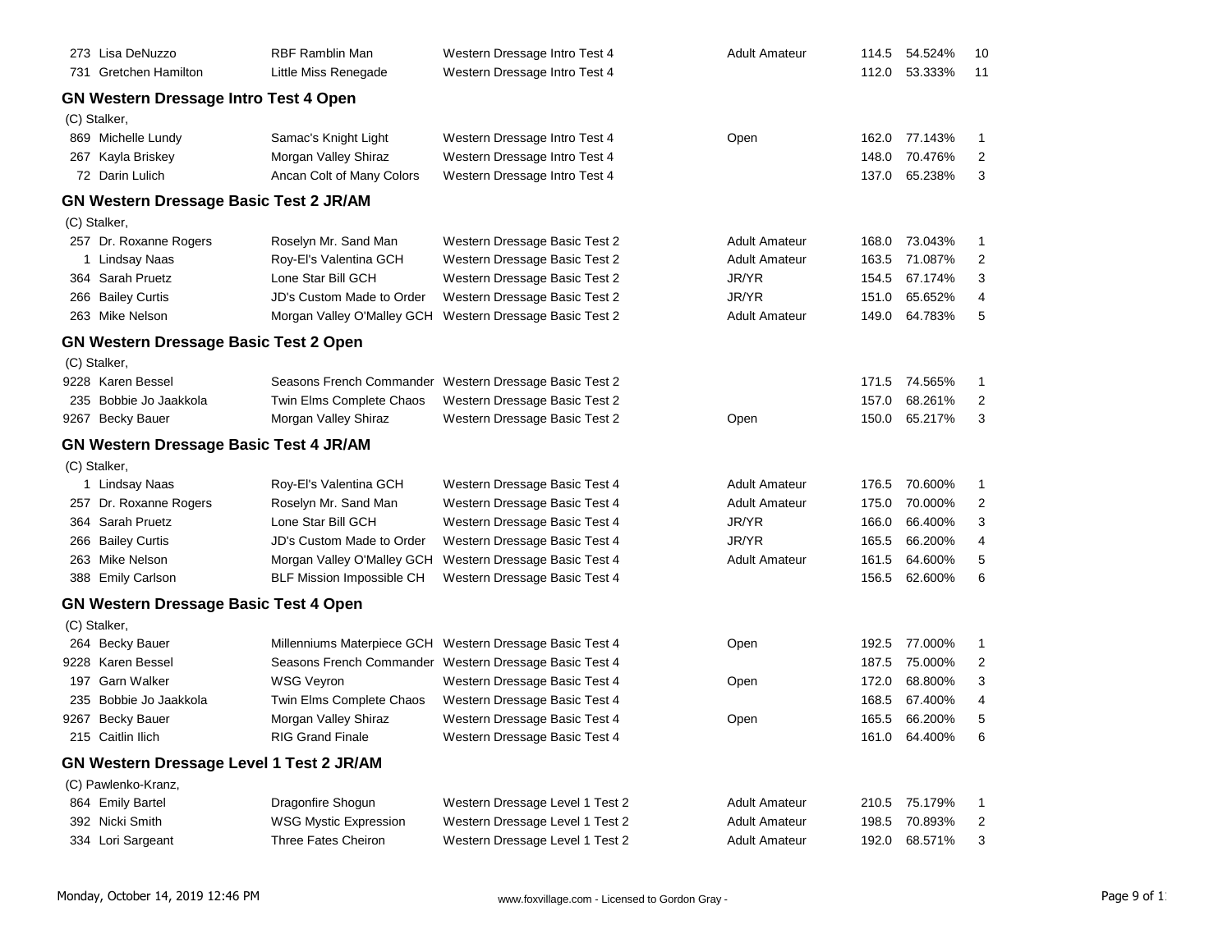| | | | | | | |
|---|---|---|---|---|---|---|
| 273 Lisa DeNuzzo | RBF Ramblin Man | Western Dressage Intro Test 4 | Adult Amateur | 114.5 | 54.524% | 10 |
| 731 Gretchen Hamilton | Little Miss Renegade | Western Dressage Intro Test 4 | | 112.0 | 53.333% | 11 |

## GN Western Dressage Intro Test 4 Open

(C) Stalker,

| | | | | | | |
|---|---|---|---|---|---|---|
| 869 Michelle Lundy | Samac's Knight Light | Western Dressage Intro Test 4 | Open | 162.0 | 77.143% | 1 |
| 267 Kayla Briskey | Morgan Valley Shiraz | Western Dressage Intro Test 4 | | 148.0 | 70.476% | 2 |
| 72 Darin Lulich | Ancan Colt of Many Colors | Western Dressage Intro Test 4 | | 137.0 | 65.238% | 3 |

## GN Western Dressage Basic Test 2 JR/AM

(C) Stalker,

| | | | | | | |
|---|---|---|---|---|---|---|
| 257 Dr. Roxanne Rogers | Roselyn Mr. Sand Man | Western Dressage Basic Test 2 | Adult Amateur | 168.0 | 73.043% | 1 |
| 1 Lindsay Naas | Roy-El's Valentina GCH | Western Dressage Basic Test 2 | Adult Amateur | 163.5 | 71.087% | 2 |
| 364 Sarah Pruetz | Lone Star Bill GCH | Western Dressage Basic Test 2 | JR/YR | 154.5 | 67.174% | 3 |
| 266 Bailey Curtis | JD's Custom Made to Order | Western Dressage Basic Test 2 | JR/YR | 151.0 | 65.652% | 4 |
| 263 Mike Nelson | Morgan Valley O'Malley GCH | Western Dressage Basic Test 2 | Adult Amateur | 149.0 | 64.783% | 5 |

## GN Western Dressage Basic Test 2 Open

(C) Stalker,

| | | | | | | |
|---|---|---|---|---|---|---|
| 9228 Karen Bessel | Seasons French Commander | Western Dressage Basic Test 2 | | 171.5 | 74.565% | 1 |
| 235 Bobbie Jo Jaakkola | Twin Elms Complete Chaos | Western Dressage Basic Test 2 | | 157.0 | 68.261% | 2 |
| 9267 Becky Bauer | Morgan Valley Shiraz | Western Dressage Basic Test 2 | Open | 150.0 | 65.217% | 3 |

## GN Western Dressage Basic Test 4 JR/AM

(C) Stalker,

| | | | | | | |
|---|---|---|---|---|---|---|
| 1 Lindsay Naas | Roy-El's Valentina GCH | Western Dressage Basic Test 4 | Adult Amateur | 176.5 | 70.600% | 1 |
| 257 Dr. Roxanne Rogers | Roselyn Mr. Sand Man | Western Dressage Basic Test 4 | Adult Amateur | 175.0 | 70.000% | 2 |
| 364 Sarah Pruetz | Lone Star Bill GCH | Western Dressage Basic Test 4 | JR/YR | 166.0 | 66.400% | 3 |
| 266 Bailey Curtis | JD's Custom Made to Order | Western Dressage Basic Test 4 | JR/YR | 165.5 | 66.200% | 4 |
| 263 Mike Nelson | Morgan Valley O'Malley GCH | Western Dressage Basic Test 4 | Adult Amateur | 161.5 | 64.600% | 5 |
| 388 Emily Carlson | BLF Mission Impossible CH | Western Dressage Basic Test 4 | | 156.5 | 62.600% | 6 |

## GN Western Dressage Basic Test 4 Open

(C) Stalker,

| | | | | | | |
|---|---|---|---|---|---|---|
| 264 Becky Bauer | Milienniums Materpiece GCH | Western Dressage Basic Test 4 | Open | 192.5 | 77.000% | 1 |
| 9228 Karen Bessel | Seasons French Commander | Western Dressage Basic Test 4 | | 187.5 | 75.000% | 2 |
| 197 Garn Walker | WSG Veyron | Western Dressage Basic Test 4 | Open | 172.0 | 68.800% | 3 |
| 235 Bobbie Jo Jaakkola | Twin Elms Complete Chaos | Western Dressage Basic Test 4 | | 168.5 | 67.400% | 4 |
| 9267 Becky Bauer | Morgan Valley Shiraz | Western Dressage Basic Test 4 | Open | 165.5 | 66.200% | 5 |
| 215 Caitlin Ilich | RIG Grand Finale | Western Dressage Basic Test 4 | | 161.0 | 64.400% | 6 |

## GN Western Dressage Level 1 Test 2 JR/AM

(C) Pawlenko-Kranz,

| | | | | | | |
|---|---|---|---|---|---|---|
| 864 Emily Bartel | Dragonfire Shogun | Western Dressage Level 1 Test 2 | Adult Amateur | 210.5 | 75.179% | 1 |
| 392 Nicki Smith | WSG Mystic Expression | Western Dressage Level 1 Test 2 | Adult Amateur | 198.5 | 70.893% | 2 |
| 334 Lori Sargeant | Three Fates Cheiron | Western Dressage Level 1 Test 2 | Adult Amateur | 192.0 | 68.571% | 3 |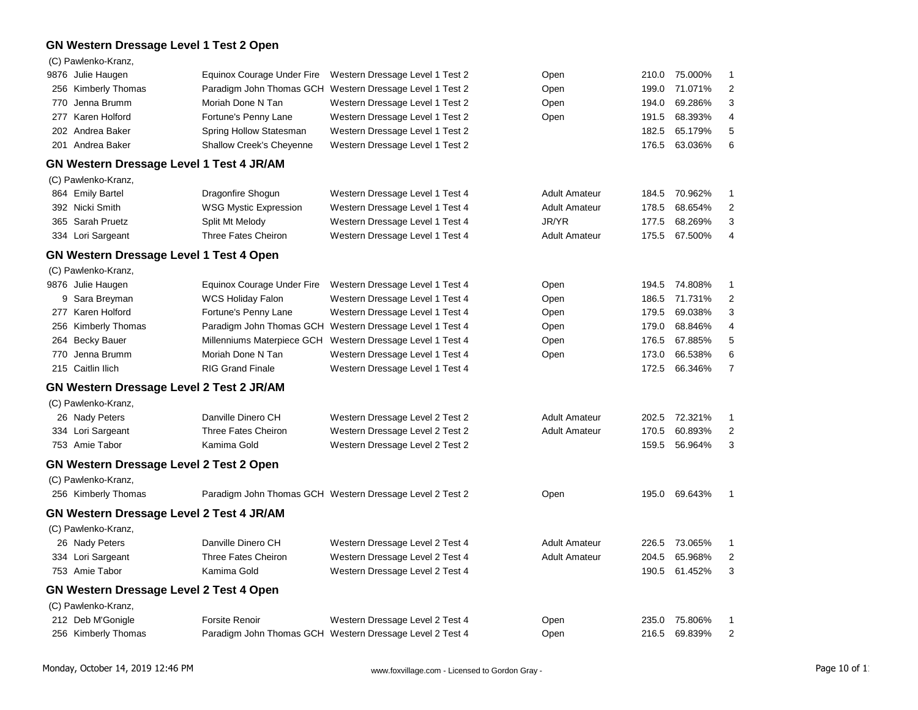## GN Western Dressage Level 1 Test 2 Open

(C) Pawlenko-Kranz,

| No. | Rider | Horse | Test | Division | Score | Percent | Place |
|---|---|---|---|---|---|---|---|
| 9876 | Julie Haugen | Equinox Courage Under Fire | Western Dressage Level 1 Test 2 | Open | 210.0 | 75.000% | 1 |
| 256 | Kimberly Thomas | Paradigm John Thomas GCH | Western Dressage Level 1 Test 2 | Open | 199.0 | 71.071% | 2 |
| 770 | Jenna Brumm | Moriah Done N Tan | Western Dressage Level 1 Test 2 | Open | 194.0 | 69.286% | 3 |
| 277 | Karen Holford | Fortune's Penny Lane | Western Dressage Level 1 Test 2 | Open | 191.5 | 68.393% | 4 |
| 202 | Andrea Baker | Spring Hollow Statesman | Western Dressage Level 1 Test 2 | | 182.5 | 65.179% | 5 |
| 201 | Andrea Baker | Shallow Creek's Cheyenne | Western Dressage Level 1 Test 2 | | 176.5 | 63.036% | 6 |

## GN Western Dressage Level 1 Test 4 JR/AM

(C) Pawlenko-Kranz,

| No. | Rider | Horse | Test | Division | Score | Percent | Place |
|---|---|---|---|---|---|---|---|
| 864 | Emily Bartel | Dragonfire Shogun | Western Dressage Level 1 Test 4 | Adult Amateur | 184.5 | 70.962% | 1 |
| 392 | Nicki Smith | WSG Mystic Expression | Western Dressage Level 1 Test 4 | Adult Amateur | 178.5 | 68.654% | 2 |
| 365 | Sarah Pruetz | Split Mt Melody | Western Dressage Level 1 Test 4 | JR/YR | 177.5 | 68.269% | 3 |
| 334 | Lori Sargeant | Three Fates Cheiron | Western Dressage Level 1 Test 4 | Adult Amateur | 175.5 | 67.500% | 4 |

## GN Western Dressage Level 1 Test 4 Open

(C) Pawlenko-Kranz,

| No. | Rider | Horse | Test | Division | Score | Percent | Place |
|---|---|---|---|---|---|---|---|
| 9876 | Julie Haugen | Equinox Courage Under Fire | Western Dressage Level 1 Test 4 | Open | 194.5 | 74.808% | 1 |
| 9 | Sara Breyman | WCS Holiday Falon | Western Dressage Level 1 Test 4 | Open | 186.5 | 71.731% | 2 |
| 277 | Karen Holford | Fortune's Penny Lane | Western Dressage Level 1 Test 4 | Open | 179.5 | 69.038% | 3 |
| 256 | Kimberly Thomas | Paradigm John Thomas GCH | Western Dressage Level 1 Test 4 | Open | 179.0 | 68.846% | 4 |
| 264 | Becky Bauer | Millenniums Materpiece GCH | Western Dressage Level 1 Test 4 | Open | 176.5 | 67.885% | 5 |
| 770 | Jenna Brumm | Moriah Done N Tan | Western Dressage Level 1 Test 4 | Open | 173.0 | 66.538% | 6 |
| 215 | Caitlin Ilich | RIG Grand Finale | Western Dressage Level 1 Test 4 | | 172.5 | 66.346% | 7 |

## GN Western Dressage Level 2 Test 2 JR/AM

(C) Pawlenko-Kranz,

| No. | Rider | Horse | Test | Division | Score | Percent | Place |
|---|---|---|---|---|---|---|---|
| 26 | Nady Peters | Danville Dinero CH | Western Dressage Level 2 Test 2 | Adult Amateur | 202.5 | 72.321% | 1 |
| 334 | Lori Sargeant | Three Fates Cheiron | Western Dressage Level 2 Test 2 | Adult Amateur | 170.5 | 60.893% | 2 |
| 753 | Amie Tabor | Kamima Gold | Western Dressage Level 2 Test 2 | | 159.5 | 56.964% | 3 |

## GN Western Dressage Level 2 Test 2 Open

(C) Pawlenko-Kranz,

| No. | Rider | Horse | Test | Division | Score | Percent | Place |
|---|---|---|---|---|---|---|---|
| 256 | Kimberly Thomas | Paradigm John Thomas GCH | Western Dressage Level 2 Test 2 | Open | 195.0 | 69.643% | 1 |

## GN Western Dressage Level 2 Test 4 JR/AM

(C) Pawlenko-Kranz,

| No. | Rider | Horse | Test | Division | Score | Percent | Place |
|---|---|---|---|---|---|---|---|
| 26 | Nady Peters | Danville Dinero CH | Western Dressage Level 2 Test 4 | Adult Amateur | 226.5 | 73.065% | 1 |
| 334 | Lori Sargeant | Three Fates Cheiron | Western Dressage Level 2 Test 4 | Adult Amateur | 204.5 | 65.968% | 2 |
| 753 | Amie Tabor | Kamima Gold | Western Dressage Level 2 Test 4 | | 190.5 | 61.452% | 3 |

## GN Western Dressage Level 2 Test 4 Open

(C) Pawlenko-Kranz,

| No. | Rider | Horse | Test | Division | Score | Percent | Place |
|---|---|---|---|---|---|---|---|
| 212 | Deb M'Gonigle | Forsite Renoir | Western Dressage Level 2 Test 4 | Open | 235.0 | 75.806% | 1 |
| 256 | Kimberly Thomas | Paradigm John Thomas GCH | Western Dressage Level 2 Test 4 | Open | 216.5 | 69.839% | 2 |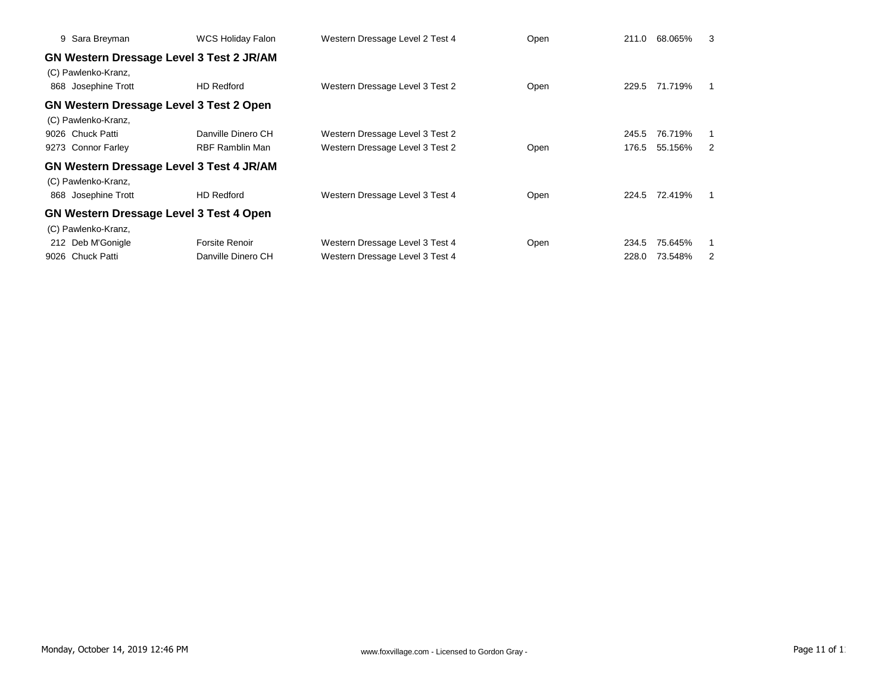| | | | | | | |
|---|---|---|---|---|---|---|
| 9 Sara Breyman | WCS Holiday Falon | Western Dressage Level 2 Test 4 | Open | 211.0 | 68.065% | 3 |

### GN Western Dressage Level 3 Test 2 JR/AM

(C) Pawlenko-Kranz,

| | | | | | | |
|---|---|---|---|---|---|---|
| 868 Josephine Trott | HD Redford | Western Dressage Level 3 Test 2 | Open | 229.5 | 71.719% | 1 |

### GN Western Dressage Level 3 Test 2 Open

(C) Pawlenko-Kranz,

| | | | | | | |
|---|---|---|---|---|---|---|
| 9026 Chuck Patti | Danville Dinero CH | Western Dressage Level 3 Test 2 | | 245.5 | 76.719% | 1 |
| 9273 Connor Farley | RBF Ramblin Man | Western Dressage Level 3 Test 2 | Open | 176.5 | 55.156% | 2 |

### GN Western Dressage Level 3 Test 4 JR/AM

(C) Pawlenko-Kranz,

| | | | | | | |
|---|---|---|---|---|---|---|
| 868 Josephine Trott | HD Redford | Western Dressage Level 3 Test 4 | Open | 224.5 | 72.419% | 1 |

### GN Western Dressage Level 3 Test 4 Open

(C) Pawlenko-Kranz,

| | | | | | | |
|---|---|---|---|---|---|---|
| 212 Deb M'Gonigle | Forsite Renoir | Western Dressage Level 3 Test 4 | Open | 234.5 | 75.645% | 1 |
| 9026 Chuck Patti | Danville Dinero CH | Western Dressage Level 3 Test 4 | | 228.0 | 73.548% | 2 |